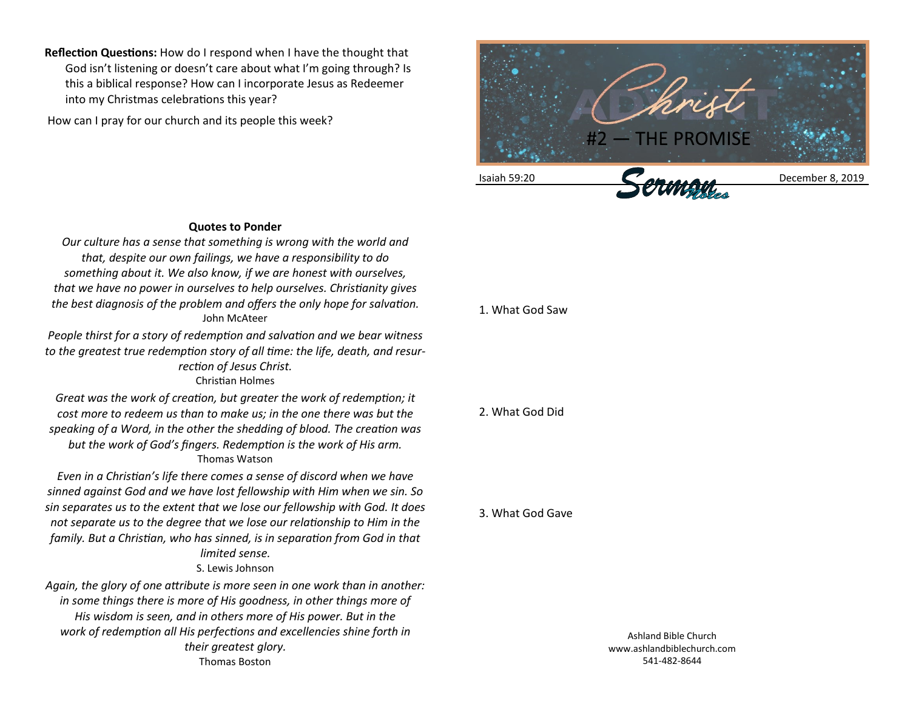**Reflection Questions:** How do I respond when I have the thought that God isn't listening or doesn't care about what I'm going through? Is this a biblical response? How can I incorporate Jesus as Redeemer into my Christmas celebrations this year?

How can I pray for our church and its people this week?

### Quotes to Ponder

*Our culture has a sense that something is wrong with the world and that, despite our own failings, we have a responsibility to do something about it. We also know, if we are honest with ourselves, that we have no power in ourselves to help ourselves. Christianity gives the best diagnosis of the problem and offers the only hope for salvation.*
John McAteer

*People thirst for a story of redemption and salvation and we bear witness to the greatest true redemption story of all time: the life, death, and resurrection of Jesus Christ.*
Christian Holmes

*Great was the work of creation, but greater the work of redemption; it cost more to redeem us than to make us; in the one there was but the speaking of a Word, in the other the shedding of blood. The creation was but the work of God's fingers. Redemption is the work of His arm.*
Thomas Watson

*Even in a Christian's life there comes a sense of discord when we have sinned against God and we have lost fellowship with Him when we sin. So sin separates us to the extent that we lose our fellowship with God. It does not separate us to the degree that we lose our relationship to Him in the family. But a Christian, who has sinned, is in separation from God in that limited sense.*
S. Lewis Johnson

*Again, the glory of one attribute is more seen in one work than in another: in some things there is more of His goodness, in other things more of His wisdom is seen, and in others more of His power. But in the work of redemption all His perfections and excellencies shine forth in their greatest glory.*
Thomas Boston

# Advent Christ

## #2 — THE PROMISE

Isaiah 59:20 — Sermon Notes — December 8, 2019

1. What God Saw

2. What God Did

3. What God Gave

Ashland Bible Church
www.ashlandbiblechurch.com
541-482-8644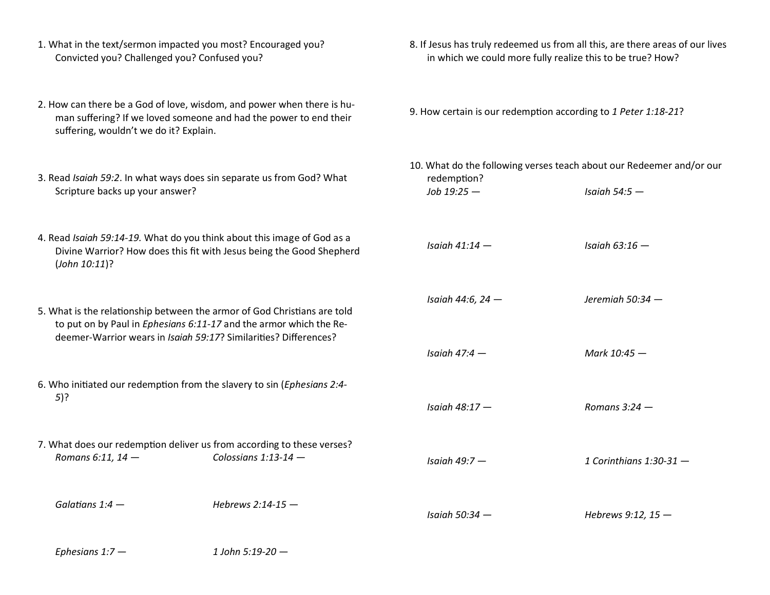1. What in the text/sermon impacted you most? Encouraged you? Convicted you? Challenged you? Confused you?

2. How can there be a God of love, wisdom, and power when there is human suffering? If we loved someone and had the power to end their suffering, wouldn't we do it? Explain.

3. Read *Isaiah 59:2*. In what ways does sin separate us from God? What Scripture backs up your answer?

4. Read *Isaiah 59:14-19.* What do you think about this image of God as a Divine Warrior? How does this fit with Jesus being the Good Shepherd (*John 10:11*)?

5. What is the relationship between the armor of God Christians are told to put on by Paul in *Ephesians 6:11-17* and the armor which the Redeemer-Warrior wears in *Isaiah 59:17*? Similarities? Differences?

6. Who initiated our redemption from the slavery to sin (*Ephesians 2:4-5*)?

7. What does our redemption deliver us from according to these verses?

   *Romans 6:11, 14 —*

   *Colossians 1:13-14 —*

   *Galatians 1:4 —*

   *Hebrews 2:14-15 —*

   *Ephesians 1:7 —*

   *1 John 5:19-20 —*

8. If Jesus has truly redeemed us from all this, are there areas of our lives in which we could more fully realize this to be true? How?

9. How certain is our redemption according to *1 Peter 1:18-21*?

10. What do the following verses teach about our Redeemer and/or our redemption?

    *Job 19:25 —*

    *Isaiah 54:5 —*

    *Isaiah 41:14 —*

    *Isaiah 63:16 —*

    *Isaiah 44:6, 24 —*

    *Jeremiah 50:34 —*

    *Isaiah 47:4 —*

    *Mark 10:45 —*

    *Isaiah 48:17 —*

    *Romans 3:24 —*

    *Isaiah 49:7 —*

    *1 Corinthians 1:30-31 —*

    *Isaiah 50:34 —*

    *Hebrews 9:12, 15 —*